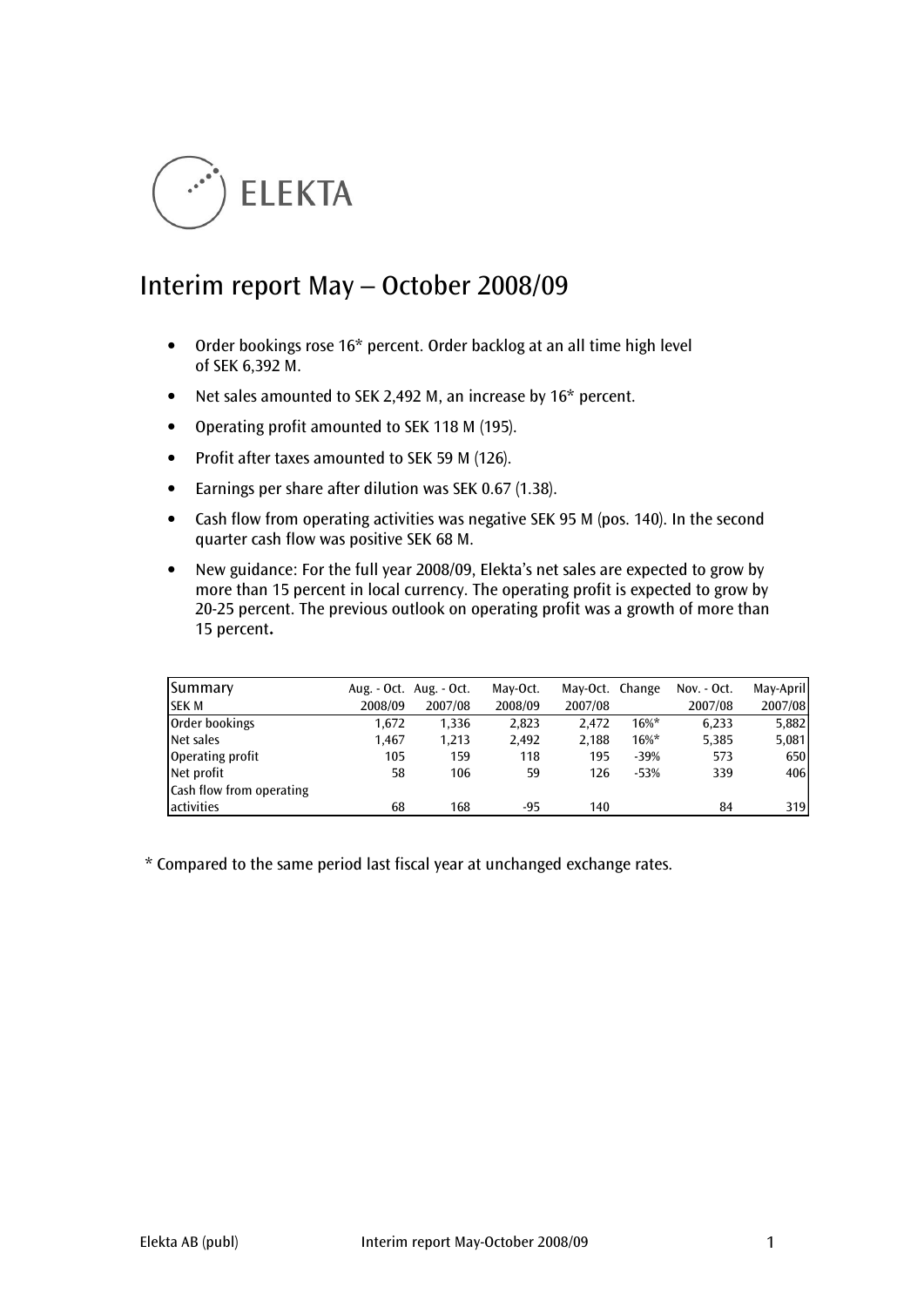ELEKTA

# Interim report May – October 2008/09

- Order bookings rose 16* percent. Order backlog at an all time high level of SEK 6,392 M.
- Net sales amounted to SEK 2,492 M, an increase by 16* percent.
- Operating profit amounted to SEK 118 M (195).
- Profit after taxes amounted to SEK 59 M (126).
- Earnings per share after dilution was SEK 0.67 (1.38).
- Cash flow from operating activities was negative SEK 95 M (pos. 140). In the second quarter cash flow was positive SEK 68 M.
- New guidance: For the full year 2008/09, Elekta's net sales are expected to grow by more than 15 percent in local currency. The operating profit is expected to grow by 20-25 percent. The previous outlook on operating profit was a growth of more than 15 percent**.**

| Summary<br>SEK M | Aug. - Oct.<br>2008/09 | Aug. - Oct.<br>2007/08 | May-Oct.<br>2008/09 | May-Oct.<br>2007/08 | Change | Nov. - Oct.<br>2007/08 | May-April<br>2007/08 |
|---|---|---|---|---|---|---|---|
| Order bookings | 1,672 | 1,336 | 2,823 | 2,472 | 16%* | 6,233 | 5,882 |
| Net sales | 1,467 | 1,213 | 2,492 | 2,188 | 16%* | 5,385 | 5,081 |
| Operating profit | 105 | 159 | 118 | 195 | -39% | 573 | 650 |
| Net profit | 58 | 106 | 59 | 126 | -53% | 339 | 406 |
| Cash flow from operating activities | 68 | 168 | -95 | 140 | | 84 | 319 |

* Compared to the same period last fiscal year at unchanged exchange rates.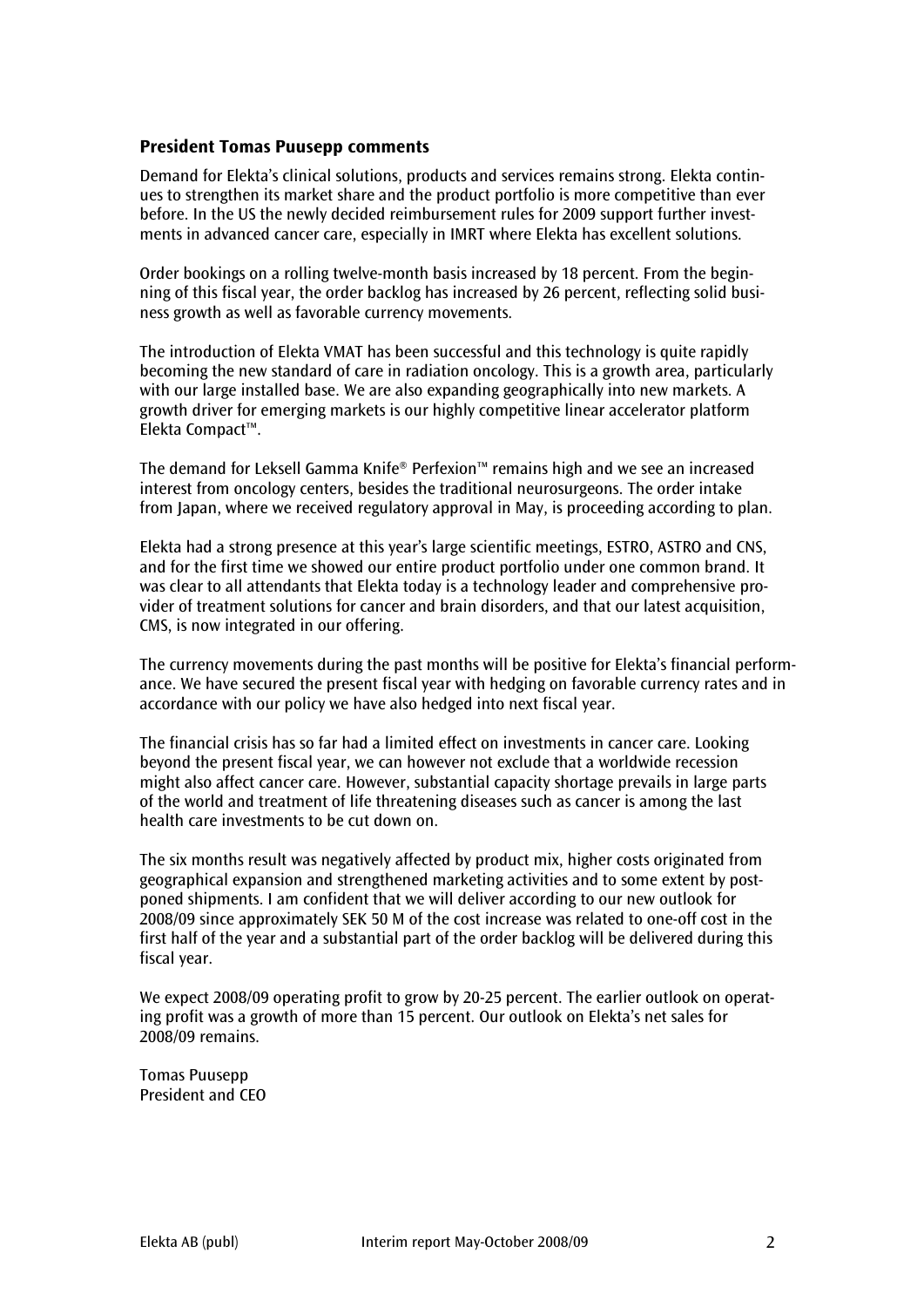## President Tomas Puusepp comments

Demand for Elekta's clinical solutions, products and services remains strong. Elekta continues to strengthen its market share and the product portfolio is more competitive than ever before. In the US the newly decided reimbursement rules for 2009 support further investments in advanced cancer care, especially in IMRT where Elekta has excellent solutions.

Order bookings on a rolling twelve-month basis increased by 18 percent. From the beginning of this fiscal year, the order backlog has increased by 26 percent, reflecting solid business growth as well as favorable currency movements.

The introduction of Elekta VMAT has been successful and this technology is quite rapidly becoming the new standard of care in radiation oncology. This is a growth area, particularly with our large installed base. We are also expanding geographically into new markets. A growth driver for emerging markets is our highly competitive linear accelerator platform Elekta Compact™.

The demand for Leksell Gamma Knife® Perfexion™ remains high and we see an increased interest from oncology centers, besides the traditional neurosurgeons. The order intake from Japan, where we received regulatory approval in May, is proceeding according to plan.

Elekta had a strong presence at this year's large scientific meetings, ESTRO, ASTRO and CNS, and for the first time we showed our entire product portfolio under one common brand. It was clear to all attendants that Elekta today is a technology leader and comprehensive provider of treatment solutions for cancer and brain disorders, and that our latest acquisition, CMS, is now integrated in our offering.

The currency movements during the past months will be positive for Elekta's financial performance. We have secured the present fiscal year with hedging on favorable currency rates and in accordance with our policy we have also hedged into next fiscal year.

The financial crisis has so far had a limited effect on investments in cancer care. Looking beyond the present fiscal year, we can however not exclude that a worldwide recession might also affect cancer care. However, substantial capacity shortage prevails in large parts of the world and treatment of life threatening diseases such as cancer is among the last health care investments to be cut down on.

The six months result was negatively affected by product mix, higher costs originated from geographical expansion and strengthened marketing activities and to some extent by postponed shipments. I am confident that we will deliver according to our new outlook for 2008/09 since approximately SEK 50 M of the cost increase was related to one-off cost in the first half of the year and a substantial part of the order backlog will be delivered during this fiscal year.

We expect 2008/09 operating profit to grow by 20-25 percent. The earlier outlook on operating profit was a growth of more than 15 percent. Our outlook on Elekta's net sales for 2008/09 remains.

Tomas Puusepp
President and CEO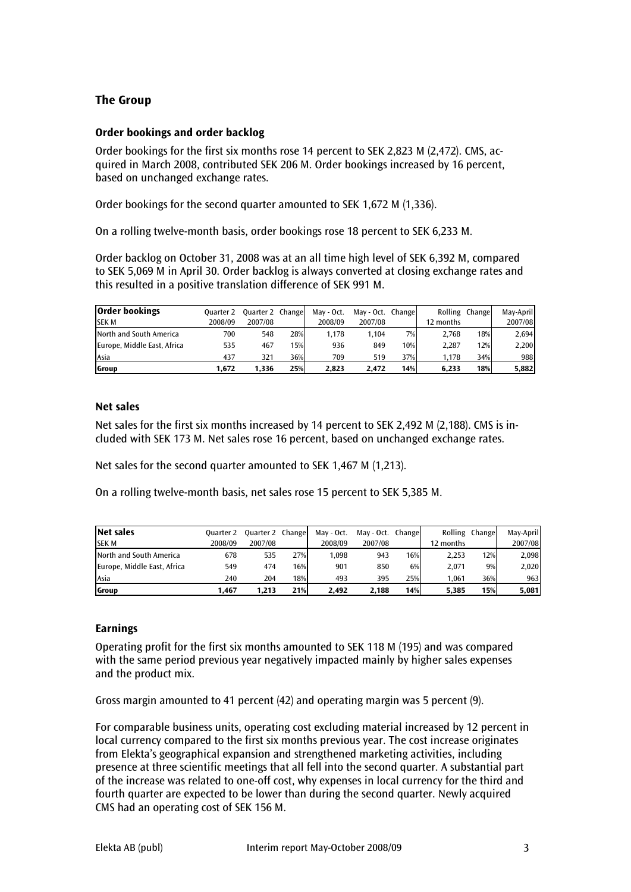## The Group

### Order bookings and order backlog

Order bookings for the first six months rose 14 percent to SEK 2,823 M (2,472). CMS, acquired in March 2008, contributed SEK 206 M. Order bookings increased by 16 percent, based on unchanged exchange rates.

Order bookings for the second quarter amounted to SEK 1,672 M (1,336).

On a rolling twelve-month basis, order bookings rose 18 percent to SEK 6,233 M.

Order backlog on October 31, 2008 was at an all time high level of SEK 6,392 M, compared to SEK 5,069 M in April 30. Order backlog is always converted at closing exchange rates and this resulted in a positive translation difference of SEK 991 M.

| **Order bookings** SEK M | Quarter 2 2008/09 | Quarter 2 2007/08 | Change | May - Oct. 2008/09 | May - Oct. 2007/08 | Change | Rolling 12 months | Change | May-April 2007/08 |
|---|---|---|---|---|---|---|---|---|---|
| North and South America | 700 | 548 | 28% | 1,178 | 1,104 | 7% | 2,768 | 18% | 2,694 |
| Europe, Middle East, Africa | 535 | 467 | 15% | 936 | 849 | 10% | 2,287 | 12% | 2,200 |
| Asia | 437 | 321 | 36% | 709 | 519 | 37% | 1,178 | 34% | 988 |
| **Group** | **1,672** | **1,336** | **25%** | **2,823** | **2,472** | **14%** | **6,233** | **18%** | **5,882** |

### Net sales

Net sales for the first six months increased by 14 percent to SEK 2,492 M (2,188). CMS is included with SEK 173 M. Net sales rose 16 percent, based on unchanged exchange rates.

Net sales for the second quarter amounted to SEK 1,467 M (1,213).

On a rolling twelve-month basis, net sales rose 15 percent to SEK 5,385 M.

| **Net sales** SEK M | Quarter 2 2008/09 | Quarter 2 2007/08 | Change | May - Oct. 2008/09 | May - Oct. 2007/08 | Change | Rolling 12 months | Change | May-April 2007/08 |
|---|---|---|---|---|---|---|---|---|---|
| North and South America | 678 | 535 | 27% | 1,098 | 943 | 16% | 2,253 | 12% | 2,098 |
| Europe, Middle East, Africa | 549 | 474 | 16% | 901 | 850 | 6% | 2,071 | 9% | 2,020 |
| Asia | 240 | 204 | 18% | 493 | 395 | 25% | 1,061 | 36% | 963 |
| **Group** | **1,467** | **1,213** | **21%** | **2,492** | **2,188** | **14%** | **5,385** | **15%** | **5,081** |

### Earnings

Operating profit for the first six months amounted to SEK 118 M (195) and was compared with the same period previous year negatively impacted mainly by higher sales expenses and the product mix.

Gross margin amounted to 41 percent (42) and operating margin was 5 percent (9).

For comparable business units, operating cost excluding material increased by 12 percent in local currency compared to the first six months previous year. The cost increase originates from Elekta's geographical expansion and strengthened marketing activities, including presence at three scientific meetings that all fell into the second quarter. A substantial part of the increase was related to one-off cost, why expenses in local currency for the third and fourth quarter are expected to be lower than during the second quarter. Newly acquired CMS had an operating cost of SEK 156 M.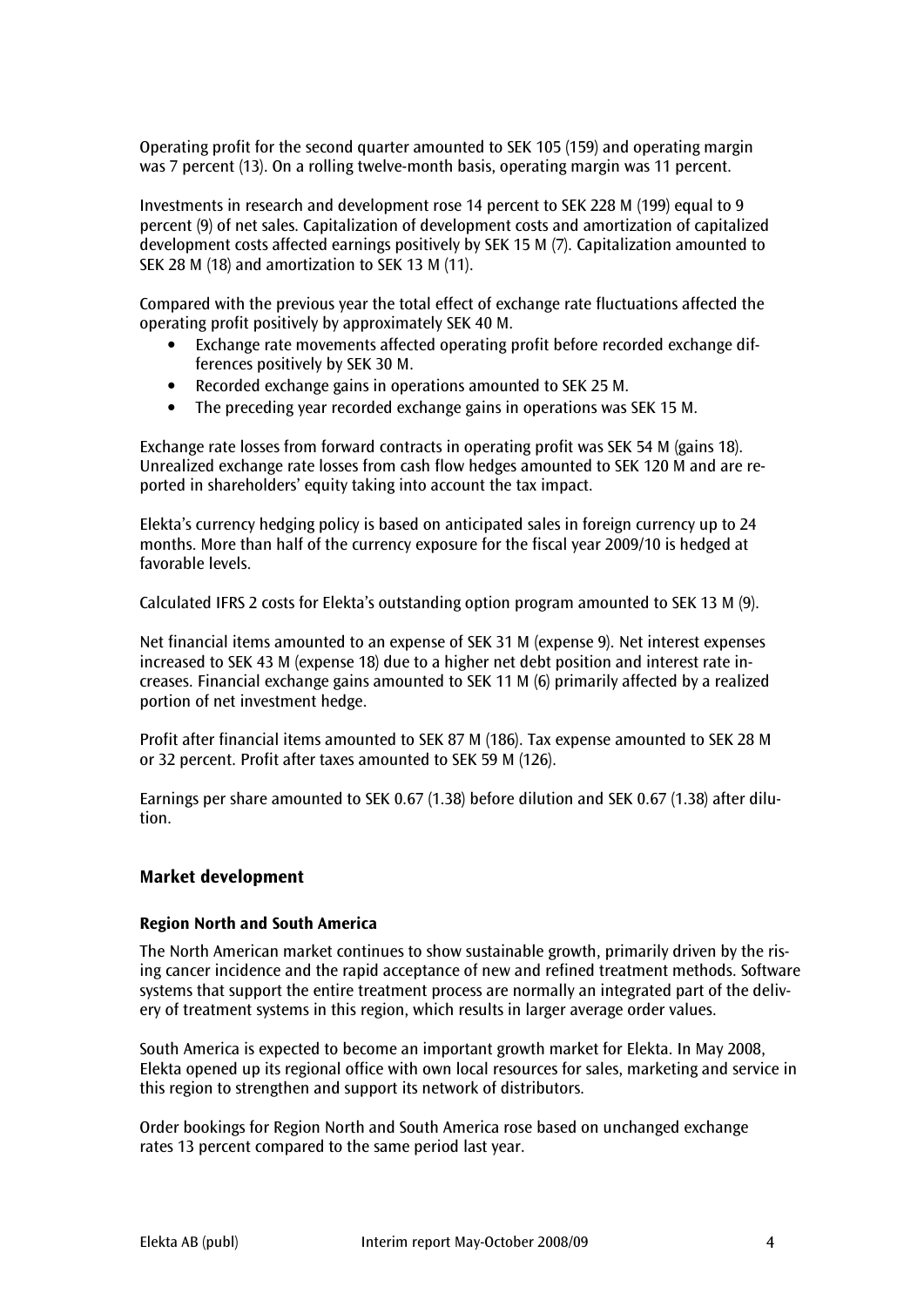Operating profit for the second quarter amounted to SEK 105 (159) and operating margin was 7 percent (13). On a rolling twelve-month basis, operating margin was 11 percent.

Investments in research and development rose 14 percent to SEK 228 M (199) equal to 9 percent (9) of net sales. Capitalization of development costs and amortization of capitalized development costs affected earnings positively by SEK 15 M (7). Capitalization amounted to SEK 28 M (18) and amortization to SEK 13 M (11).

Compared with the previous year the total effect of exchange rate fluctuations affected the operating profit positively by approximately SEK 40 M.

- Exchange rate movements affected operating profit before recorded exchange differences positively by SEK 30 M.
- Recorded exchange gains in operations amounted to SEK 25 M.
- The preceding year recorded exchange gains in operations was SEK 15 M.

Exchange rate losses from forward contracts in operating profit was SEK 54 M (gains 18). Unrealized exchange rate losses from cash flow hedges amounted to SEK 120 M and are reported in shareholders' equity taking into account the tax impact.

Elekta's currency hedging policy is based on anticipated sales in foreign currency up to 24 months. More than half of the currency exposure for the fiscal year 2009/10 is hedged at favorable levels.

Calculated IFRS 2 costs for Elekta's outstanding option program amounted to SEK 13 M (9).

Net financial items amounted to an expense of SEK 31 M (expense 9). Net interest expenses increased to SEK 43 M (expense 18) due to a higher net debt position and interest rate increases. Financial exchange gains amounted to SEK 11 M (6) primarily affected by a realized portion of net investment hedge.

Profit after financial items amounted to SEK 87 M (186). Tax expense amounted to SEK 28 M or 32 percent. Profit after taxes amounted to SEK 59 M (126).

Earnings per share amounted to SEK 0.67 (1.38) before dilution and SEK 0.67 (1.38) after dilution.

## Market development

### Region North and South America

The North American market continues to show sustainable growth, primarily driven by the rising cancer incidence and the rapid acceptance of new and refined treatment methods. Software systems that support the entire treatment process are normally an integrated part of the delivery of treatment systems in this region, which results in larger average order values.

South America is expected to become an important growth market for Elekta. In May 2008, Elekta opened up its regional office with own local resources for sales, marketing and service in this region to strengthen and support its network of distributors.

Order bookings for Region North and South America rose based on unchanged exchange rates 13 percent compared to the same period last year.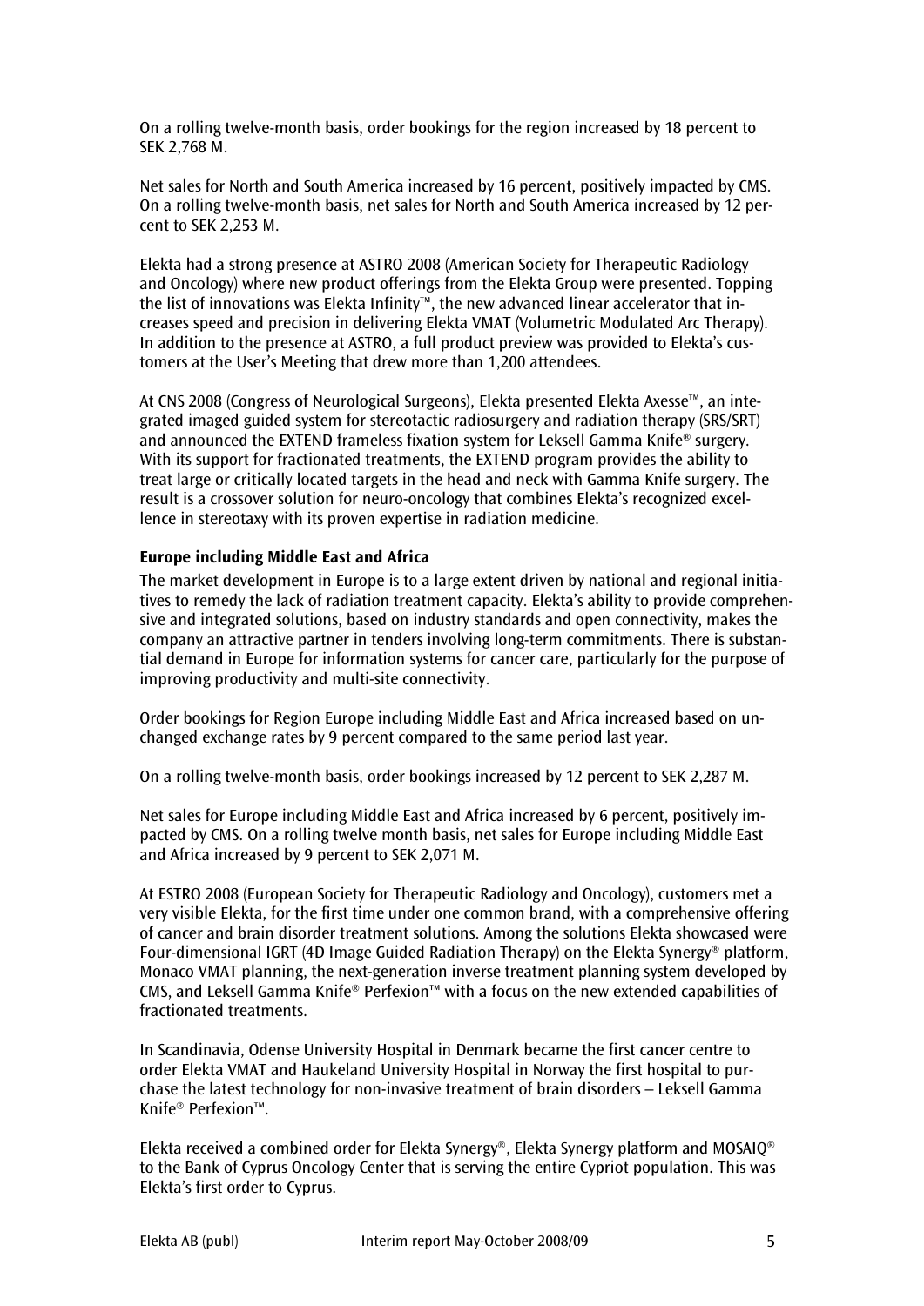On a rolling twelve-month basis, order bookings for the region increased by 18 percent to SEK 2,768 M.

Net sales for North and South America increased by 16 percent, positively impacted by CMS. On a rolling twelve-month basis, net sales for North and South America increased by 12 percent to SEK 2,253 M.

Elekta had a strong presence at ASTRO 2008 (American Society for Therapeutic Radiology and Oncology) where new product offerings from the Elekta Group were presented. Topping the list of innovations was Elekta Infinity™, the new advanced linear accelerator that increases speed and precision in delivering Elekta VMAT (Volumetric Modulated Arc Therapy). In addition to the presence at ASTRO, a full product preview was provided to Elekta's customers at the User's Meeting that drew more than 1,200 attendees.

At CNS 2008 (Congress of Neurological Surgeons), Elekta presented Elekta Axesse™, an integrated imaged guided system for stereotactic radiosurgery and radiation therapy (SRS/SRT) and announced the EXTEND frameless fixation system for Leksell Gamma Knife® surgery. With its support for fractionated treatments, the EXTEND program provides the ability to treat large or critically located targets in the head and neck with Gamma Knife surgery. The result is a crossover solution for neuro-oncology that combines Elekta's recognized excellence in stereotaxy with its proven expertise in radiation medicine.

**Europe including Middle East and Africa**

The market development in Europe is to a large extent driven by national and regional initiatives to remedy the lack of radiation treatment capacity. Elekta's ability to provide comprehensive and integrated solutions, based on industry standards and open connectivity, makes the company an attractive partner in tenders involving long-term commitments. There is substantial demand in Europe for information systems for cancer care, particularly for the purpose of improving productivity and multi-site connectivity.

Order bookings for Region Europe including Middle East and Africa increased based on unchanged exchange rates by 9 percent compared to the same period last year.

On a rolling twelve-month basis, order bookings increased by 12 percent to SEK 2,287 M.

Net sales for Europe including Middle East and Africa increased by 6 percent, positively impacted by CMS. On a rolling twelve month basis, net sales for Europe including Middle East and Africa increased by 9 percent to SEK 2,071 M.

At ESTRO 2008 (European Society for Therapeutic Radiology and Oncology), customers met a very visible Elekta, for the first time under one common brand, with a comprehensive offering of cancer and brain disorder treatment solutions. Among the solutions Elekta showcased were Four-dimensional IGRT (4D Image Guided Radiation Therapy) on the Elekta Synergy® platform, Monaco VMAT planning, the next-generation inverse treatment planning system developed by CMS, and Leksell Gamma Knife® Perfexion™ with a focus on the new extended capabilities of fractionated treatments.

In Scandinavia, Odense University Hospital in Denmark became the first cancer centre to order Elekta VMAT and Haukeland University Hospital in Norway the first hospital to purchase the latest technology for non-invasive treatment of brain disorders – Leksell Gamma Knife® Perfexion™.

Elekta received a combined order for Elekta Synergy®, Elekta Synergy platform and MOSAIQ® to the Bank of Cyprus Oncology Center that is serving the entire Cypriot population. This was Elekta's first order to Cyprus.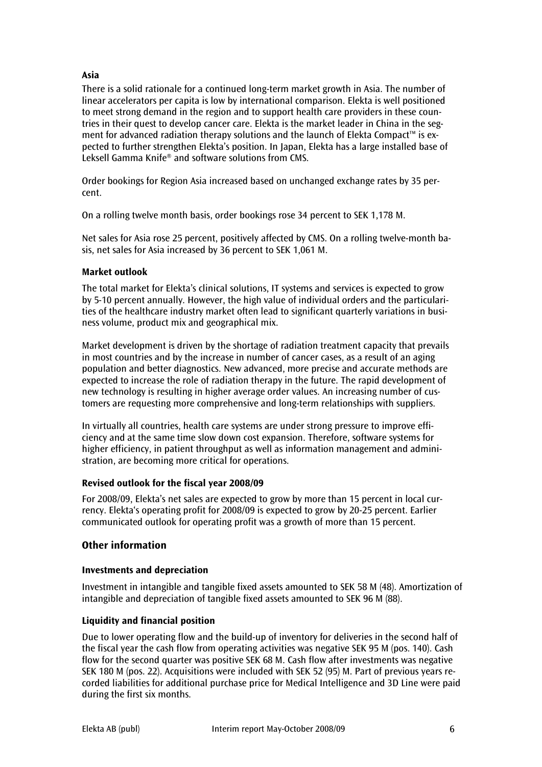### Asia

There is a solid rationale for a continued long-term market growth in Asia. The number of linear accelerators per capita is low by international comparison. Elekta is well positioned to meet strong demand in the region and to support health care providers in these countries in their quest to develop cancer care. Elekta is the market leader in China in the segment for advanced radiation therapy solutions and the launch of Elekta Compact™ is expected to further strengthen Elekta's position. In Japan, Elekta has a large installed base of Leksell Gamma Knife® and software solutions from CMS.

Order bookings for Region Asia increased based on unchanged exchange rates by 35 percent.

On a rolling twelve month basis, order bookings rose 34 percent to SEK 1,178 M.

Net sales for Asia rose 25 percent, positively affected by CMS. On a rolling twelve-month basis, net sales for Asia increased by 36 percent to SEK 1,061 M.

### Market outlook

The total market for Elekta's clinical solutions, IT systems and services is expected to grow by 5-10 percent annually. However, the high value of individual orders and the particularities of the healthcare industry market often lead to significant quarterly variations in business volume, product mix and geographical mix.

Market development is driven by the shortage of radiation treatment capacity that prevails in most countries and by the increase in number of cancer cases, as a result of an aging population and better diagnostics. New advanced, more precise and accurate methods are expected to increase the role of radiation therapy in the future. The rapid development of new technology is resulting in higher average order values. An increasing number of customers are requesting more comprehensive and long-term relationships with suppliers.

In virtually all countries, health care systems are under strong pressure to improve efficiency and at the same time slow down cost expansion. Therefore, software systems for higher efficiency, in patient throughput as well as information management and administration, are becoming more critical for operations.

### Revised outlook for the fiscal year 2008/09

For 2008/09, Elekta's net sales are expected to grow by more than 15 percent in local currency. Elekta's operating profit for 2008/09 is expected to grow by 20-25 percent. Earlier communicated outlook for operating profit was a growth of more than 15 percent.

## Other information

### Investments and depreciation

Investment in intangible and tangible fixed assets amounted to SEK 58 M (48). Amortization of intangible and depreciation of tangible fixed assets amounted to SEK 96 M (88).

### Liquidity and financial position

Due to lower operating flow and the build-up of inventory for deliveries in the second half of the fiscal year the cash flow from operating activities was negative SEK 95 M (pos. 140). Cash flow for the second quarter was positive SEK 68 M. Cash flow after investments was negative SEK 180 M (pos. 22). Acquisitions were included with SEK 52 (95) M. Part of previous years recorded liabilities for additional purchase price for Medical Intelligence and 3D Line were paid during the first six months.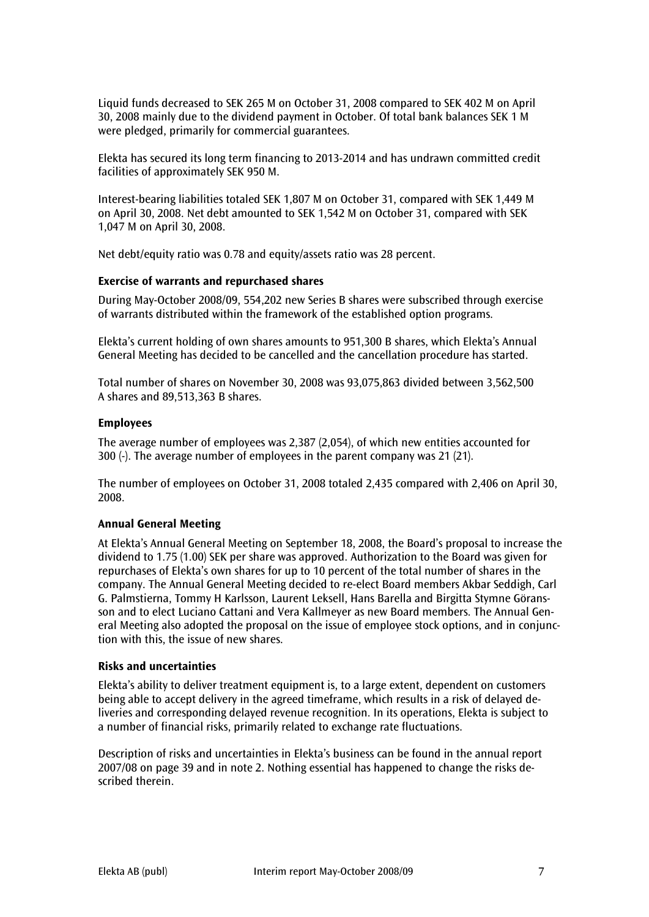Liquid funds decreased to SEK 265 M on October 31, 2008 compared to SEK 402 M on April 30, 2008 mainly due to the dividend payment in October. Of total bank balances SEK 1 M were pledged, primarily for commercial guarantees.

Elekta has secured its long term financing to 2013-2014 and has undrawn committed credit facilities of approximately SEK 950 M.

Interest-bearing liabilities totaled SEK 1,807 M on October 31, compared with SEK 1,449 M on April 30, 2008. Net debt amounted to SEK 1,542 M on October 31, compared with SEK 1,047 M on April 30, 2008.

Net debt/equity ratio was 0.78 and equity/assets ratio was 28 percent.

**Exercise of warrants and repurchased shares**

During May-October 2008/09, 554,202 new Series B shares were subscribed through exercise of warrants distributed within the framework of the established option programs.

Elekta's current holding of own shares amounts to 951,300 B shares, which Elekta's Annual General Meeting has decided to be cancelled and the cancellation procedure has started.

Total number of shares on November 30, 2008 was 93,075,863 divided between 3,562,500 A shares and 89,513,363 B shares.

**Employees**

The average number of employees was 2,387 (2,054), of which new entities accounted for 300 (-). The average number of employees in the parent company was 21 (21).

The number of employees on October 31, 2008 totaled 2,435 compared with 2,406 on April 30, 2008.

**Annual General Meeting**

At Elekta's Annual General Meeting on September 18, 2008, the Board's proposal to increase the dividend to 1.75 (1.00) SEK per share was approved. Authorization to the Board was given for repurchases of Elekta's own shares for up to 10 percent of the total number of shares in the company. The Annual General Meeting decided to re-elect Board members Akbar Seddigh, Carl G. Palmstierna, Tommy H Karlsson, Laurent Leksell, Hans Barella and Birgitta Stymne Göransson and to elect Luciano Cattani and Vera Kallmeyer as new Board members. The Annual General Meeting also adopted the proposal on the issue of employee stock options, and in conjunction with this, the issue of new shares.

**Risks and uncertainties**

Elekta's ability to deliver treatment equipment is, to a large extent, dependent on customers being able to accept delivery in the agreed timeframe, which results in a risk of delayed deliveries and corresponding delayed revenue recognition. In its operations, Elekta is subject to a number of financial risks, primarily related to exchange rate fluctuations.

Description of risks and uncertainties in Elekta's business can be found in the annual report 2007/08 on page 39 and in note 2. Nothing essential has happened to change the risks described therein.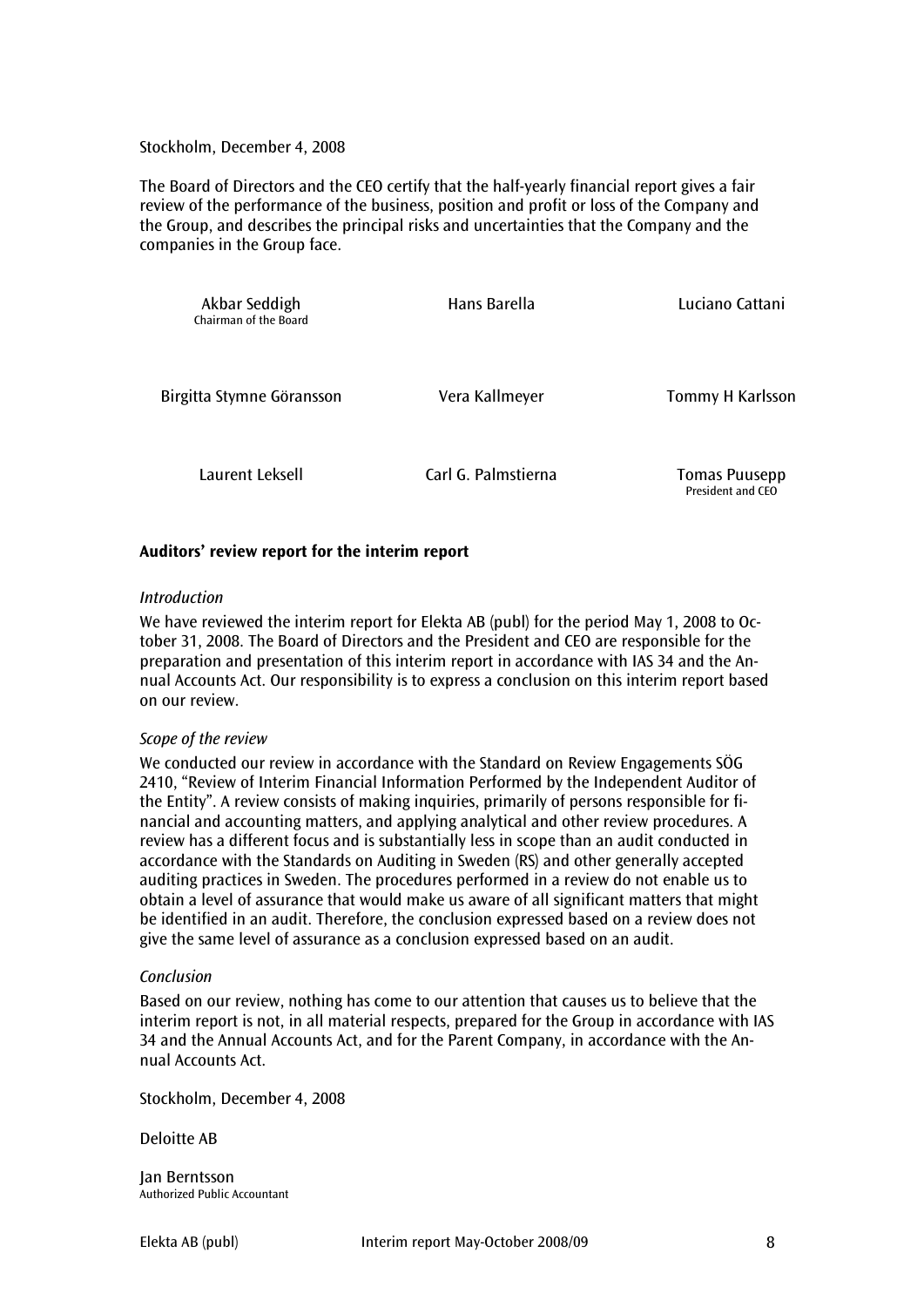Stockholm, December 4, 2008

The Board of Directors and the CEO certify that the half-yearly financial report gives a fair review of the performance of the business, position and profit or loss of the Company and the Group, and describes the principal risks and uncertainties that the Company and the companies in the Group face.

| | | |
|---|---|---|
| Akbar Seddigh<br>Chairman of the Board | Hans Barella | Luciano Cattani |
| Birgitta Stymne Göransson | Vera Kallmeyer | Tommy H Karlsson |
| Laurent Leksell | Carl G. Palmstierna | Tomas Puusepp<br>President and CEO |

**Auditors' review report for the interim report**

*Introduction*

We have reviewed the interim report for Elekta AB (publ) for the period May 1, 2008 to October 31, 2008. The Board of Directors and the President and CEO are responsible for the preparation and presentation of this interim report in accordance with IAS 34 and the Annual Accounts Act. Our responsibility is to express a conclusion on this interim report based on our review.

*Scope of the review*

We conducted our review in accordance with the Standard on Review Engagements SÖG 2410, "Review of Interim Financial Information Performed by the Independent Auditor of the Entity". A review consists of making inquiries, primarily of persons responsible for financial and accounting matters, and applying analytical and other review procedures. A review has a different focus and is substantially less in scope than an audit conducted in accordance with the Standards on Auditing in Sweden (RS) and other generally accepted auditing practices in Sweden. The procedures performed in a review do not enable us to obtain a level of assurance that would make us aware of all significant matters that might be identified in an audit. Therefore, the conclusion expressed based on a review does not give the same level of assurance as a conclusion expressed based on an audit.

*Conclusion*

Based on our review, nothing has come to our attention that causes us to believe that the interim report is not, in all material respects, prepared for the Group in accordance with IAS 34 and the Annual Accounts Act, and for the Parent Company, in accordance with the Annual Accounts Act.

Stockholm, December 4, 2008

Deloitte AB

Jan Berntsson
Authorized Public Accountant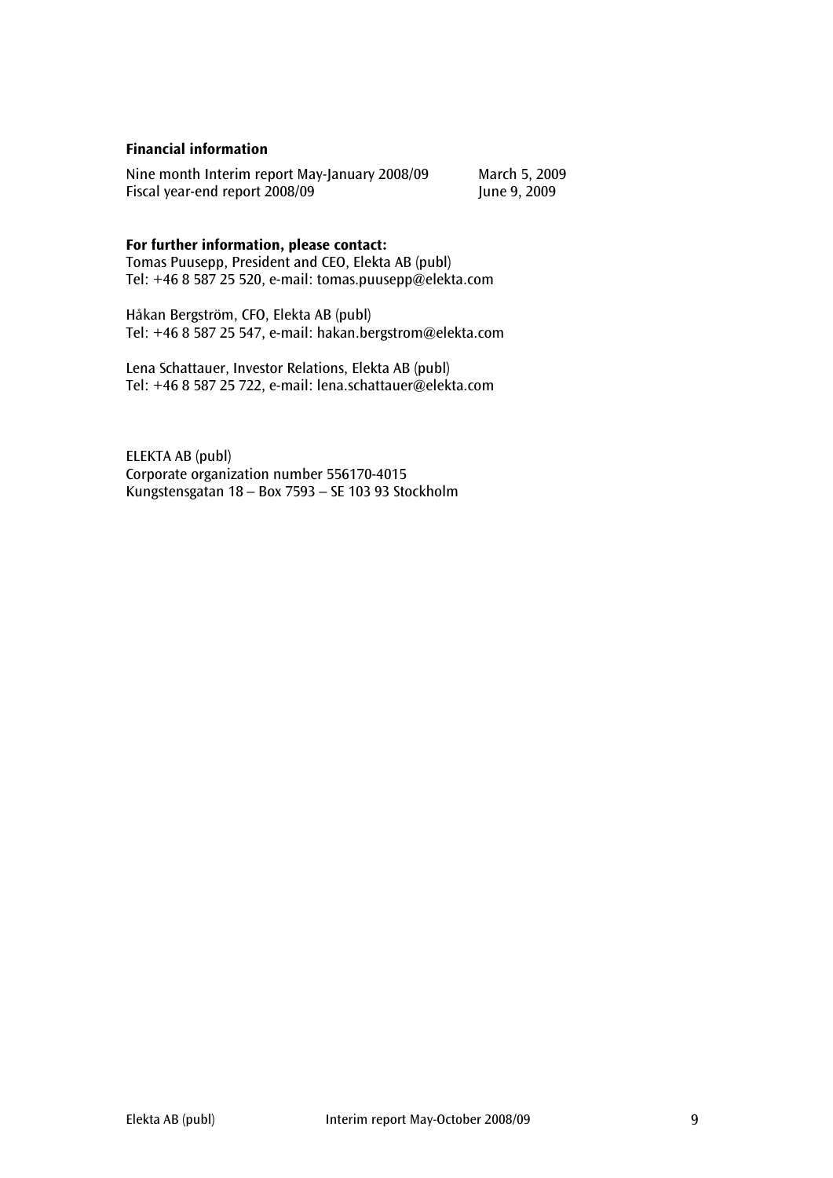**Financial information**

| | |
|---|---|
| Nine month Interim report May-January 2008/09 | March 5, 2009 |
| Fiscal year-end report 2008/09 | June 9, 2009 |

**For further information, please contact:**
Tomas Puusepp, President and CEO, Elekta AB (publ)
Tel: +46 8 587 25 520, e-mail: tomas.puusepp@elekta.com

Håkan Bergström, CFO, Elekta AB (publ)
Tel: +46 8 587 25 547, e-mail: hakan.bergstrom@elekta.com

Lena Schattauer, Investor Relations, Elekta AB (publ)
Tel: +46 8 587 25 722, e-mail: lena.schattauer@elekta.com

ELEKTA AB (publ)
Corporate organization number 556170-4015
Kungstensgatan 18 – Box 7593 – SE 103 93 Stockholm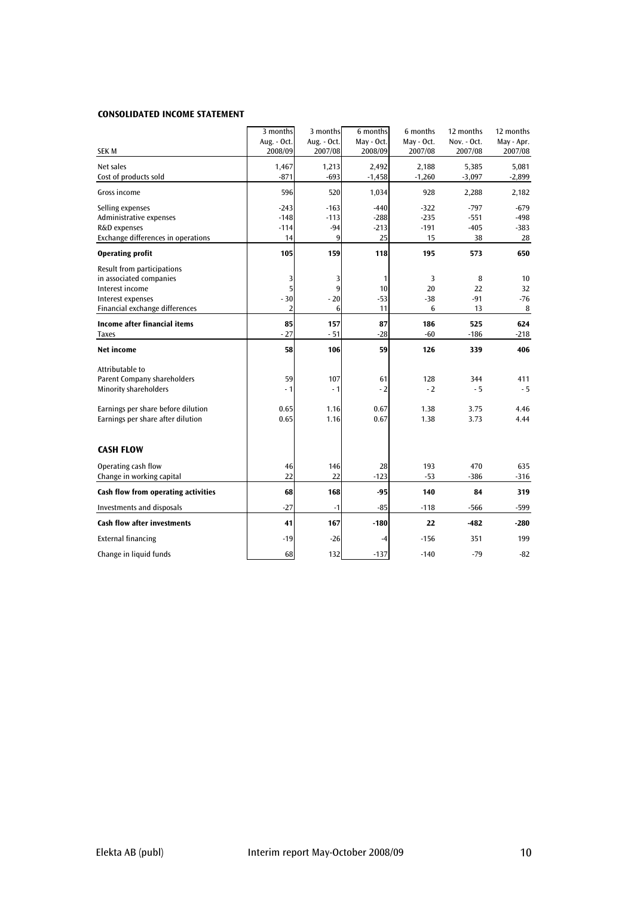### CONSOLIDATED INCOME STATEMENT

| SEK M | 3 months Aug. - Oct. 2008/09 | 3 months Aug. - Oct. 2007/08 | 6 months May - Oct. 2008/09 | 6 months May - Oct. 2007/08 | 12 months Nov. - Oct. 2007/08 | 12 months May - Apr. 2007/08 |
|---|---|---|---|---|---|---|
| Net sales | 1,467 | 1,213 | 2,492 | 2,188 | 5,385 | 5,081 |
| Cost of products sold | -871 | -693 | -1,458 | -1,260 | -3,097 | -2,899 |
| Gross income | 596 | 520 | 1,034 | 928 | 2,288 | 2,182 |
| Selling expenses | -243 | -163 | -440 | -322 | -797 | -679 |
| Administrative expenses | -148 | -113 | -288 | -235 | -551 | -498 |
| R&D expenses | -114 | -94 | -213 | -191 | -405 | -383 |
| Exchange differences in operations | 14 | 9 | 25 | 15 | 38 | 28 |
| **Operating profit** | **105** | **159** | **118** | **195** | **573** | **650** |
| Result from participations in associated companies | 3 | 3 | 1 | 3 | 8 | 10 |
| Interest income | 5 | 9 | 10 | 20 | 22 | 32 |
| Interest expenses | - 30 | - 20 | -53 | -38 | -91 | -76 |
| Financial exchange differences | 2 | 6 | 11 | 6 | 13 | 8 |
| **Income after financial items** | **85** | **157** | **87** | **186** | **525** | **624** |
| Taxes | - 27 | - 51 | -28 | -60 | -186 | -218 |
| **Net income** | **58** | **106** | **59** | **126** | **339** | **406** |
| Attributable to | | | | | | |
| Parent Company shareholders | 59 | 107 | 61 | 128 | 344 | 411 |
| Minority shareholders | - 1 | - 1 | - 2 | - 2 | - 5 | - 5 |
| Earnings per share before dilution | 0.65 | 1.16 | 0.67 | 1.38 | 3.75 | 4.46 |
| Earnings per share after dilution | 0.65 | 1.16 | 0.67 | 1.38 | 3.73 | 4.44 |

### CASH FLOW

| SEK M | 3 months Aug. - Oct. 2008/09 | 3 months Aug. - Oct. 2007/08 | 6 months May - Oct. 2008/09 | 6 months May - Oct. 2007/08 | 12 months Nov. - Oct. 2007/08 | 12 months May - Apr. 2007/08 |
|---|---|---|---|---|---|---|
| Operating cash flow | 46 | 146 | 28 | 193 | 470 | 635 |
| Change in working capital | 22 | 22 | -123 | -53 | -386 | -316 |
| **Cash flow from operating activities** | **68** | **168** | **-95** | **140** | **84** | **319** |
| Investments and disposals | -27 | -1 | -85 | -118 | -566 | -599 |
| **Cash flow after investments** | **41** | **167** | **-180** | **22** | **-482** | **-280** |
| External financing | -19 | -26 | -4 | -156 | 351 | 199 |
| Change in liquid funds | 68 | 132 | -137 | -140 | -79 | -82 |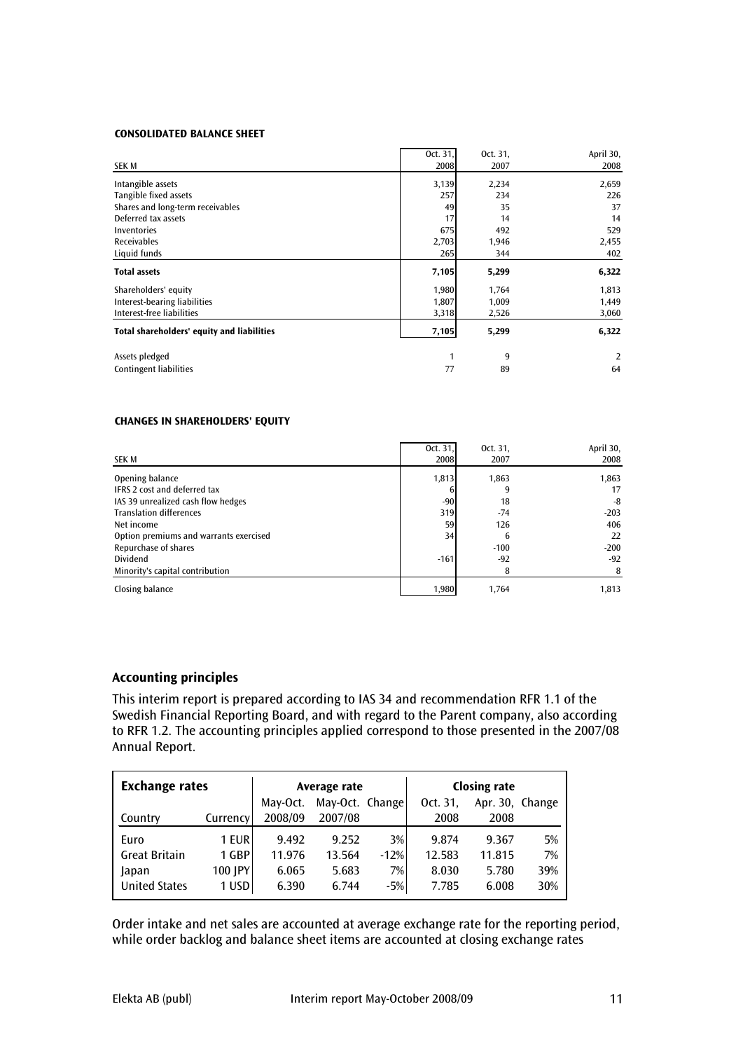**CONSOLIDATED BALANCE SHEET**

| SEK M | Oct. 31, 2008 | Oct. 31, 2007 | April 30, 2008 |
|---|---|---|---|
| Intangible assets | 3,139 | 2,234 | 2,659 |
| Tangible fixed assets | 257 | 234 | 226 |
| Shares and long-term receivables | 49 | 35 | 37 |
| Deferred tax assets | 17 | 14 | 14 |
| Inventories | 675 | 492 | 529 |
| Receivables | 2,703 | 1,946 | 2,455 |
| Liquid funds | 265 | 344 | 402 |
| **Total assets** | **7,105** | **5,299** | **6,322** |
| Shareholders' equity | 1,980 | 1,764 | 1,813 |
| Interest-bearing liabilities | 1,807 | 1,009 | 1,449 |
| Interest-free liabilities | 3,318 | 2,526 | 3,060 |
| **Total shareholders' equity and liabilities** | **7,105** | **5,299** | **6,322** |
| Assets pledged | 1 | 9 | 2 |
| Contingent liabilities | 77 | 89 | 64 |

**CHANGES IN SHAREHOLDERS' EQUITY**

| SEK M | Oct. 31, 2008 | Oct. 31, 2007 | April 30, 2008 |
|---|---|---|---|
| Opening balance | 1,813 | 1,863 | 1,863 |
| IFRS 2 cost and deferred tax | 6 | 9 | 17 |
| IAS 39 unrealized cash flow hedges | -90 | 18 | -8 |
| Translation differences | 319 | -74 | -203 |
| Net income | 59 | 126 | 406 |
| Option premiums and warrants exercised | 34 | 6 | 22 |
| Repurchase of shares | | -100 | -200 |
| Dividend | -161 | -92 | -92 |
| Minority's capital contribution | | 8 | 8 |
| Closing balance | 1,980 | 1,764 | 1,813 |

## Accounting principles

This interim report is prepared according to IAS 34 and recommendation RFR 1.1 of the Swedish Financial Reporting Board, and with regard to the Parent company, also according to RFR 1.2. The accounting principles applied correspond to those presented in the 2007/08 Annual Report.

| **Exchange rates** | | Average rate | | | Closing rate | | |
|---|---|---|---|---|---|---|---|
| Country | Currency | May-Oct. 2008/09 | May-Oct. 2007/08 | Change | Oct. 31, 2008 | Apr. 30, 2008 | Change |
| Euro | 1 EUR | 9.492 | 9.252 | 3% | 9.874 | 9.367 | 5% |
| Great Britain | 1 GBP | 11.976 | 13.564 | -12% | 12.583 | 11.815 | 7% |
| Japan | 100 JPY | 6.065 | 5.683 | 7% | 8.030 | 5.780 | 39% |
| United States | 1 USD | 6.390 | 6.744 | -5% | 7.785 | 6.008 | 30% |

Order intake and net sales are accounted at average exchange rate for the reporting period, while order backlog and balance sheet items are accounted at closing exchange rates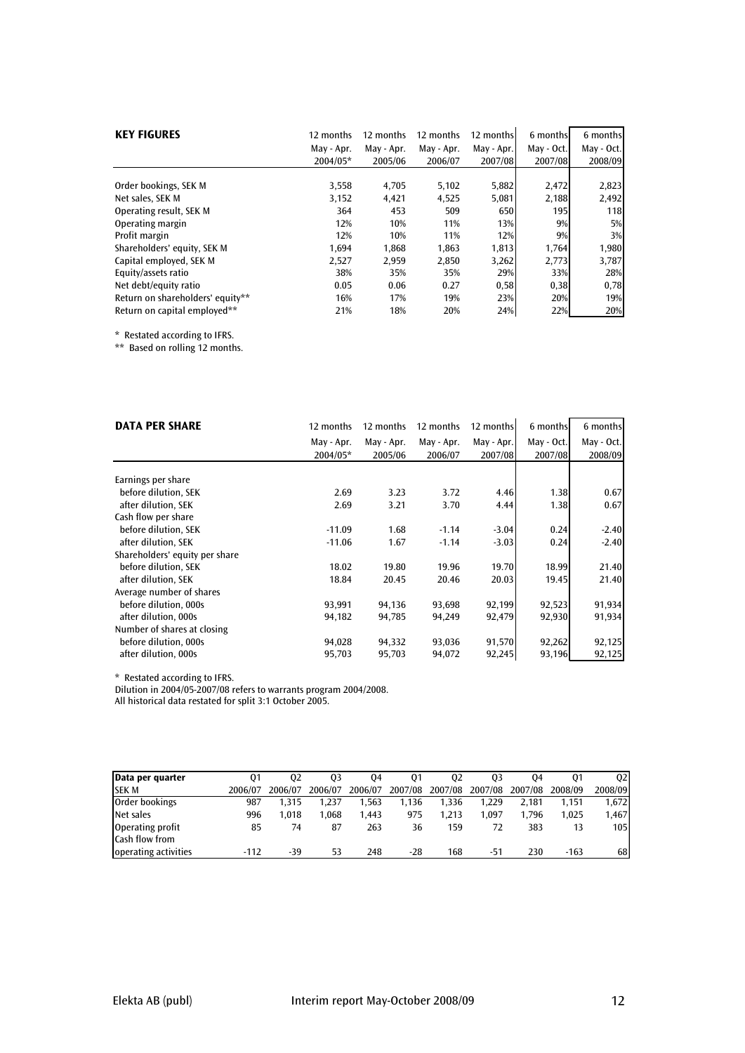## KEY FIGURES

| | 12 months May - Apr. 2004/05* | 12 months May - Apr. 2005/06 | 12 months May - Apr. 2006/07 | 12 months May - Apr. 2007/08 | 6 months May - Oct. 2007/08 | 6 months May - Oct. 2008/09 |
|---|---|---|---|---|---|---|
| Order bookings, SEK M | 3,558 | 4,705 | 5,102 | 5,882 | 2,472 | 2,823 |
| Net sales, SEK M | 3,152 | 4,421 | 4,525 | 5,081 | 2,188 | 2,492 |
| Operating result, SEK M | 364 | 453 | 509 | 650 | 195 | 118 |
| Operating margin | 12% | 10% | 11% | 13% | 9% | 5% |
| Profit margin | 12% | 10% | 11% | 12% | 9% | 3% |
| Shareholders' equity, SEK M | 1,694 | 1,868 | 1,863 | 1,813 | 1,764 | 1,980 |
| Capital employed, SEK M | 2,527 | 2,959 | 2,850 | 3,262 | 2,773 | 3,787 |
| Equity/assets ratio | 38% | 35% | 35% | 29% | 33% | 28% |
| Net debt/equity ratio | 0.05 | 0.06 | 0.27 | 0,58 | 0,38 | 0,78 |
| Return on shareholders' equity** | 16% | 17% | 19% | 23% | 20% | 19% |
| Return on capital employed** | 21% | 18% | 20% | 24% | 22% | 20% |

\* Restated according to IFRS.
\** Based on rolling 12 months.

## DATA PER SHARE

| | 12 months May - Apr. 2004/05* | 12 months May - Apr. 2005/06 | 12 months May - Apr. 2006/07 | 12 months May - Apr. 2007/08 | 6 months May - Oct. 2007/08 | 6 months May - Oct. 2008/09 |
|---|---|---|---|---|---|---|
| Earnings per share | | | | | | |
| before dilution, SEK | 2.69 | 3.23 | 3.72 | 4.46 | 1.38 | 0.67 |
| after dilution, SEK | 2.69 | 3.21 | 3.70 | 4.44 | 1.38 | 0.67 |
| Cash flow per share | | | | | | |
| before dilution, SEK | -11.09 | 1.68 | -1.14 | -3.04 | 0.24 | -2.40 |
| after dilution, SEK | -11.06 | 1.67 | -1.14 | -3.03 | 0.24 | -2.40 |
| Shareholders' equity per share | | | | | | |
| before dilution, SEK | 18.02 | 19.80 | 19.96 | 19.70 | 18.99 | 21.40 |
| after dilution, SEK | 18.84 | 20.45 | 20.46 | 20.03 | 19.45 | 21.40 |
| Average number of shares | | | | | | |
| before dilution, 000s | 93,991 | 94,136 | 93,698 | 92,199 | 92,523 | 91,934 |
| after dilution, 000s | 94,182 | 94,785 | 94,249 | 92,479 | 92,930 | 91,934 |
| Number of shares at closing | | | | | | |
| before dilution, 000s | 94,028 | 94,332 | 93,036 | 91,570 | 92,262 | 92,125 |
| after dilution, 000s | 95,703 | 95,703 | 94,072 | 92,245 | 93,196 | 92,125 |

\* Restated according to IFRS.
Dilution in 2004/05-2007/08 refers to warrants program 2004/2008.
All historical data restated for split 3:1 October 2005.

| Data per quarter SEK M | Q1 2006/07 | Q2 2006/07 | Q3 2006/07 | Q4 2006/07 | Q1 2007/08 | Q2 2007/08 | Q3 2007/08 | Q4 2007/08 | Q1 2008/09 | Q2 2008/09 |
|---|---|---|---|---|---|---|---|---|---|---|
| Order bookings | 987 | 1,315 | 1,237 | 1,563 | 1,136 | 1,336 | 1,229 | 2,181 | 1,151 | 1,672 |
| Net sales | 996 | 1,018 | 1,068 | 1,443 | 975 | 1,213 | 1,097 | 1,796 | 1,025 | 1,467 |
| Operating profit | 85 | 74 | 87 | 263 | 36 | 159 | 72 | 383 | 13 | 105 |
| Cash flow from operating activities | -112 | -39 | 53 | 248 | -28 | 168 | -51 | 230 | -163 | 68 |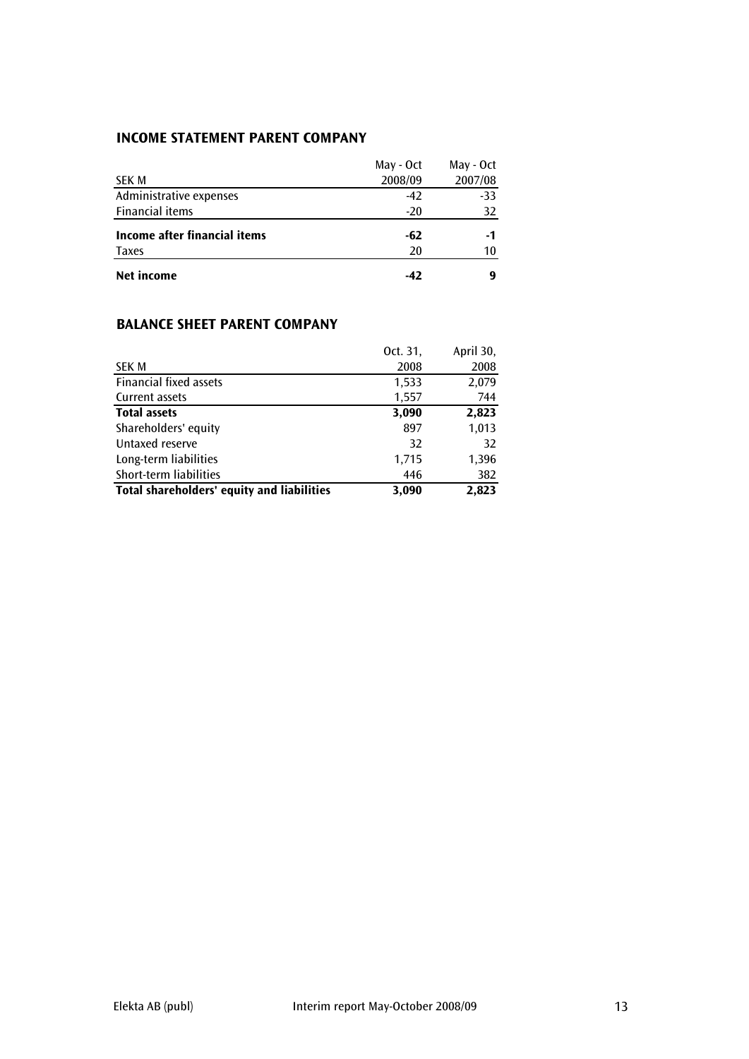## INCOME STATEMENT PARENT COMPANY

| SEK M | May - Oct 2008/09 | May - Oct 2007/08 |
|---|---|---|
| Administrative expenses | -42 | -33 |
| Financial items | -20 | 32 |
| **Income after financial items** | **-62** | **-1** |
| Taxes | 20 | 10 |
| **Net income** | **-42** | **9** |

## BALANCE SHEET PARENT COMPANY

| SEK M | Oct. 31, 2008 | April 30, 2008 |
|---|---|---|
| Financial fixed assets | 1,533 | 2,079 |
| Current assets | 1,557 | 744 |
| **Total assets** | **3,090** | **2,823** |
| Shareholders' equity | 897 | 1,013 |
| Untaxed reserve | 32 | 32 |
| Long-term liabilities | 1,715 | 1,396 |
| Short-term liabilities | 446 | 382 |
| **Total shareholders' equity and liabilities** | **3,090** | **2,823** |